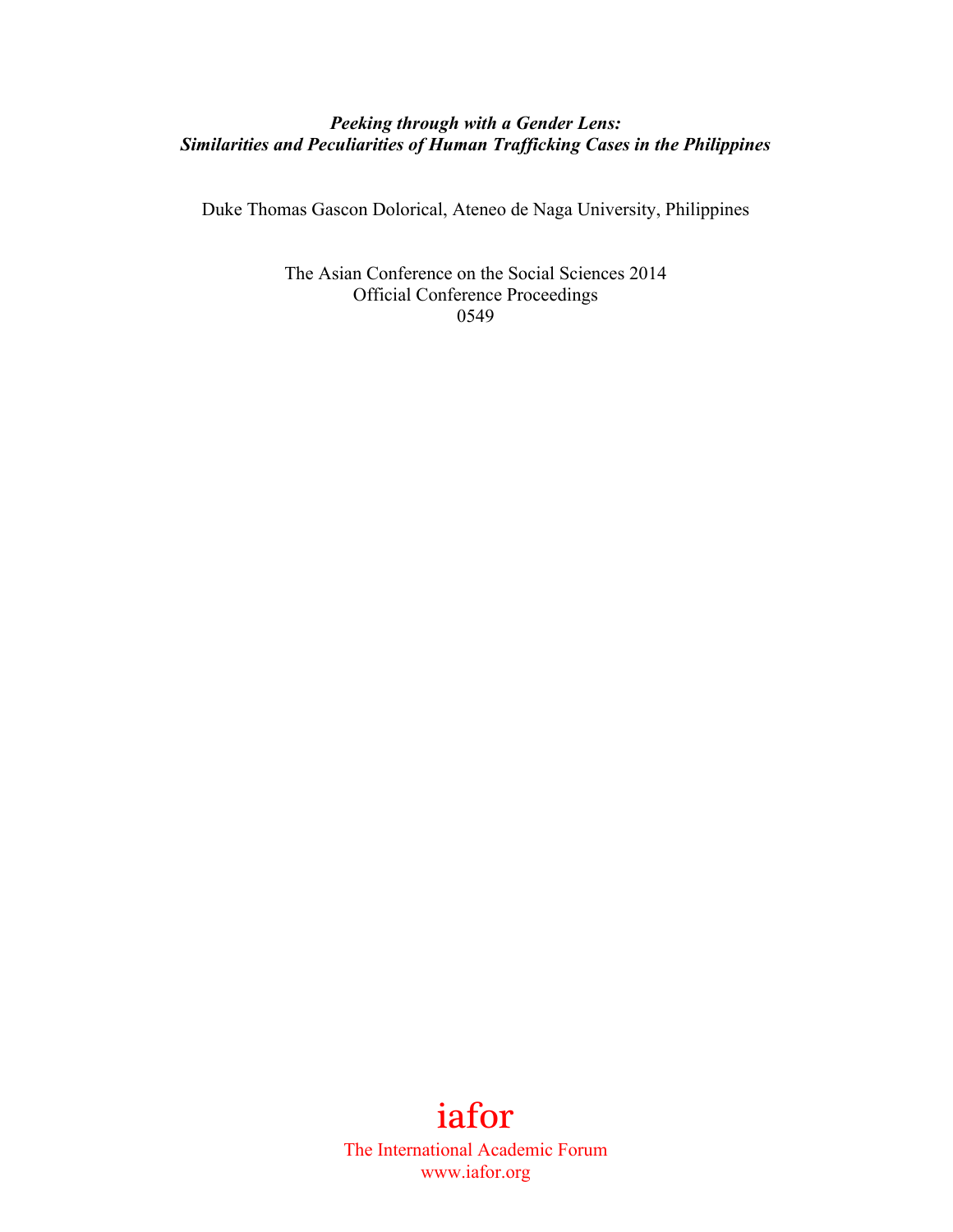***Peeking through with a Gender Lens:***
***Similarities and Peculiarities of Human Trafficking Cases in the Philippines***

Duke Thomas Gascon Dolorical, Ateneo de Naga University, Philippines

The Asian Conference on the Social Sciences 2014
Official Conference Proceedings
0549

iafor
The International Academic Forum
www.iafor.org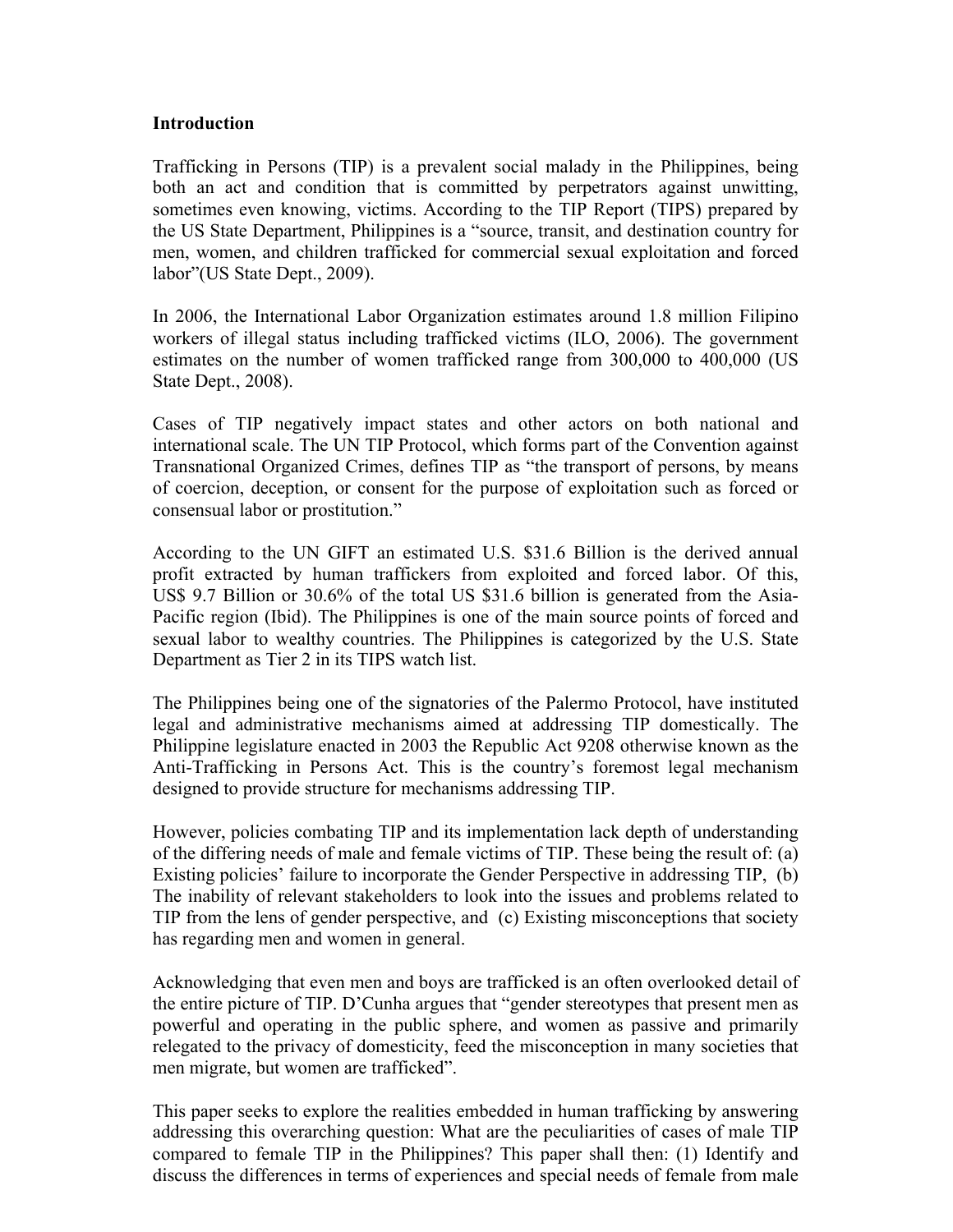**Introduction**

Trafficking in Persons (TIP) is a prevalent social malady in the Philippines, being both an act and condition that is committed by perpetrators against unwitting, sometimes even knowing, victims. According to the TIP Report (TIPS) prepared by the US State Department, Philippines is a "source, transit, and destination country for men, women, and children trafficked for commercial sexual exploitation and forced labor"(US State Dept., 2009).

In 2006, the International Labor Organization estimates around 1.8 million Filipino workers of illegal status including trafficked victims (ILO, 2006). The government estimates on the number of women trafficked range from 300,000 to 400,000 (US State Dept., 2008).

Cases of TIP negatively impact states and other actors on both national and international scale. The UN TIP Protocol, which forms part of the Convention against Transnational Organized Crimes, defines TIP as "the transport of persons, by means of coercion, deception, or consent for the purpose of exploitation such as forced or consensual labor or prostitution."

According to the UN GIFT an estimated U.S. $31.6 Billion is the derived annual profit extracted by human traffickers from exploited and forced labor. Of this, US$ 9.7 Billion or 30.6% of the total US $31.6 billion is generated from the Asia-Pacific region (Ibid). The Philippines is one of the main source points of forced and sexual labor to wealthy countries. The Philippines is categorized by the U.S. State Department as Tier 2 in its TIPS watch list.

The Philippines being one of the signatories of the Palermo Protocol, have instituted legal and administrative mechanisms aimed at addressing TIP domestically. The Philippine legislature enacted in 2003 the Republic Act 9208 otherwise known as the Anti-Trafficking in Persons Act. This is the country's foremost legal mechanism designed to provide structure for mechanisms addressing TIP.

However, policies combating TIP and its implementation lack depth of understanding of the differing needs of male and female victims of TIP. These being the result of: (a) Existing policies' failure to incorporate the Gender Perspective in addressing TIP, (b) The inability of relevant stakeholders to look into the issues and problems related to TIP from the lens of gender perspective, and (c) Existing misconceptions that society has regarding men and women in general.

Acknowledging that even men and boys are trafficked is an often overlooked detail of the entire picture of TIP. D'Cunha argues that "gender stereotypes that present men as powerful and operating in the public sphere, and women as passive and primarily relegated to the privacy of domesticity, feed the misconception in many societies that men migrate, but women are trafficked".

This paper seeks to explore the realities embedded in human trafficking by answering addressing this overarching question: What are the peculiarities of cases of male TIP compared to female TIP in the Philippines? This paper shall then: (1) Identify and discuss the differences in terms of experiences and special needs of female from male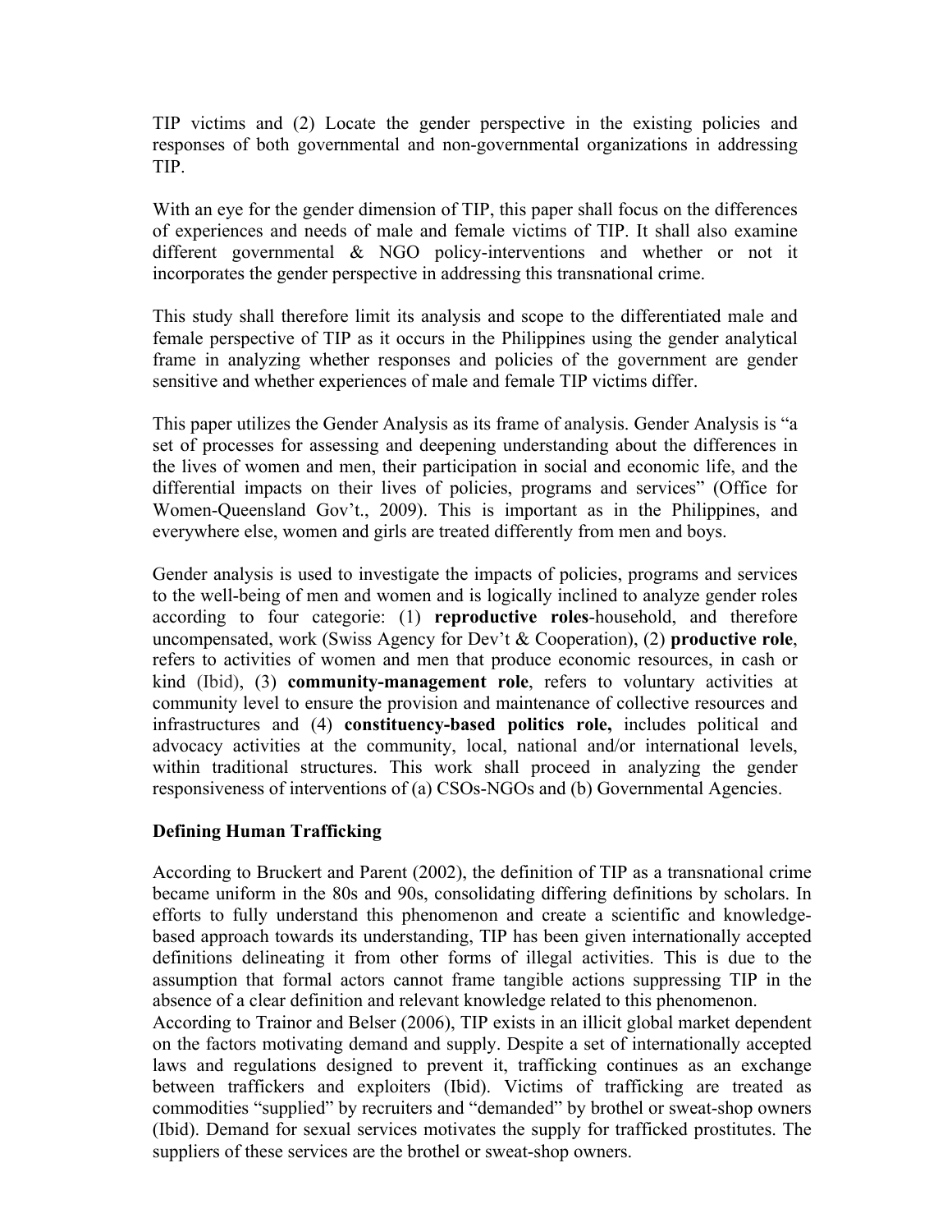TIP victims and (2) Locate the gender perspective in the existing policies and responses of both governmental and non-governmental organizations in addressing TIP.

With an eye for the gender dimension of TIP, this paper shall focus on the differences of experiences and needs of male and female victims of TIP. It shall also examine different governmental & NGO policy-interventions and whether or not it incorporates the gender perspective in addressing this transnational crime.

This study shall therefore limit its analysis and scope to the differentiated male and female perspective of TIP as it occurs in the Philippines using the gender analytical frame in analyzing whether responses and policies of the government are gender sensitive and whether experiences of male and female TIP victims differ.

This paper utilizes the Gender Analysis as its frame of analysis. Gender Analysis is "a set of processes for assessing and deepening understanding about the differences in the lives of women and men, their participation in social and economic life, and the differential impacts on their lives of policies, programs and services" (Office for Women-Queensland Gov't., 2009). This is important as in the Philippines, and everywhere else, women and girls are treated differently from men and boys.

Gender analysis is used to investigate the impacts of policies, programs and services to the well-being of men and women and is logically inclined to analyze gender roles according to four categorie: (1) **reproductive roles**-household, and therefore uncompensated, work (Swiss Agency for Dev't & Cooperation), (2) **productive role**, refers to activities of women and men that produce economic resources, in cash or kind (Ibid), (3) **community-management role**, refers to voluntary activities at community level to ensure the provision and maintenance of collective resources and infrastructures and (4) **constituency-based politics role,** includes political and advocacy activities at the community, local, national and/or international levels, within traditional structures. This work shall proceed in analyzing the gender responsiveness of interventions of (a) CSOs-NGOs and (b) Governmental Agencies.

## Defining Human Trafficking

According to Bruckert and Parent (2002), the definition of TIP as a transnational crime became uniform in the 80s and 90s, consolidating differing definitions by scholars. In efforts to fully understand this phenomenon and create a scientific and knowledge-based approach towards its understanding, TIP has been given internationally accepted definitions delineating it from other forms of illegal activities. This is due to the assumption that formal actors cannot frame tangible actions suppressing TIP in the absence of a clear definition and relevant knowledge related to this phenomenon.

According to Trainor and Belser (2006), TIP exists in an illicit global market dependent on the factors motivating demand and supply. Despite a set of internationally accepted laws and regulations designed to prevent it, trafficking continues as an exchange between traffickers and exploiters (Ibid). Victims of trafficking are treated as commodities "supplied" by recruiters and "demanded" by brothel or sweat-shop owners (Ibid). Demand for sexual services motivates the supply for trafficked prostitutes. The suppliers of these services are the brothel or sweat-shop owners.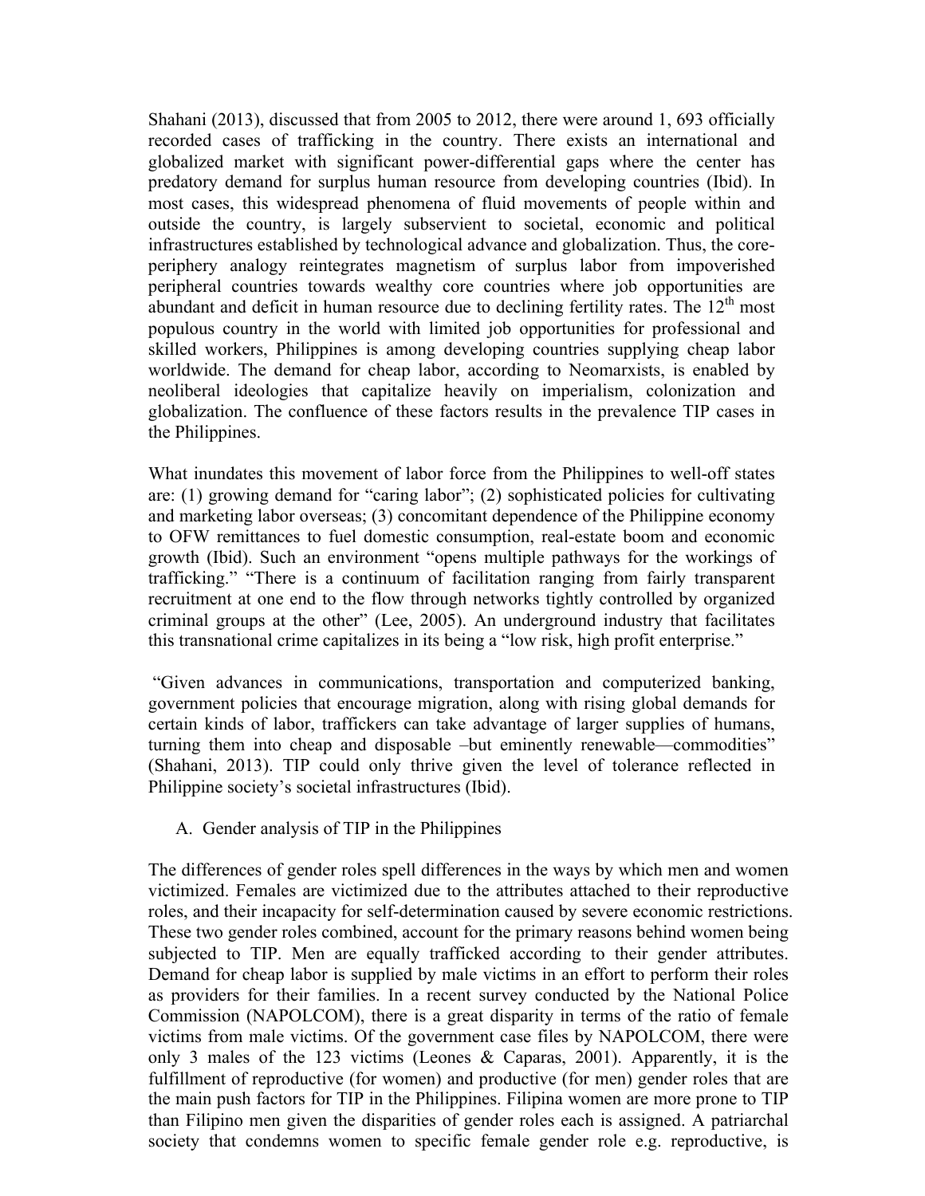Shahani (2013), discussed that from 2005 to 2012, there were around 1, 693 officially recorded cases of trafficking in the country. There exists an international and globalized market with significant power-differential gaps where the center has predatory demand for surplus human resource from developing countries (Ibid). In most cases, this widespread phenomena of fluid movements of people within and outside the country, is largely subservient to societal, economic and political infrastructures established by technological advance and globalization. Thus, the core-periphery analogy reintegrates magnetism of surplus labor from impoverished peripheral countries towards wealthy core countries where job opportunities are abundant and deficit in human resource due to declining fertility rates. The 12th most populous country in the world with limited job opportunities for professional and skilled workers, Philippines is among developing countries supplying cheap labor worldwide. The demand for cheap labor, according to Neomarxists, is enabled by neoliberal ideologies that capitalize heavily on imperialism, colonization and globalization. The confluence of these factors results in the prevalence TIP cases in the Philippines.

What inundates this movement of labor force from the Philippines to well-off states are: (1) growing demand for "caring labor"; (2) sophisticated policies for cultivating and marketing labor overseas; (3) concomitant dependence of the Philippine economy to OFW remittances to fuel domestic consumption, real-estate boom and economic growth (Ibid). Such an environment "opens multiple pathways for the workings of trafficking." "There is a continuum of facilitation ranging from fairly transparent recruitment at one end to the flow through networks tightly controlled by organized criminal groups at the other" (Lee, 2005). An underground industry that facilitates this transnational crime capitalizes in its being a "low risk, high profit enterprise."

"Given advances in communications, transportation and computerized banking, government policies that encourage migration, along with rising global demands for certain kinds of labor, traffickers can take advantage of larger supplies of humans, turning them into cheap and disposable –but eminently renewable—commodities" (Shahani, 2013). TIP could only thrive given the level of tolerance reflected in Philippine society's societal infrastructures (Ibid).

### A. Gender analysis of TIP in the Philippines

The differences of gender roles spell differences in the ways by which men and women victimized. Females are victimized due to the attributes attached to their reproductive roles, and their incapacity for self-determination caused by severe economic restrictions. These two gender roles combined, account for the primary reasons behind women being subjected to TIP. Men are equally trafficked according to their gender attributes. Demand for cheap labor is supplied by male victims in an effort to perform their roles as providers for their families. In a recent survey conducted by the National Police Commission (NAPOLCOM), there is a great disparity in terms of the ratio of female victims from male victims. Of the government case files by NAPOLCOM, there were only 3 males of the 123 victims (Leones & Caparas, 2001). Apparently, it is the fulfillment of reproductive (for women) and productive (for men) gender roles that are the main push factors for TIP in the Philippines. Filipina women are more prone to TIP than Filipino men given the disparities of gender roles each is assigned. A patriarchal society that condemns women to specific female gender role e.g. reproductive, is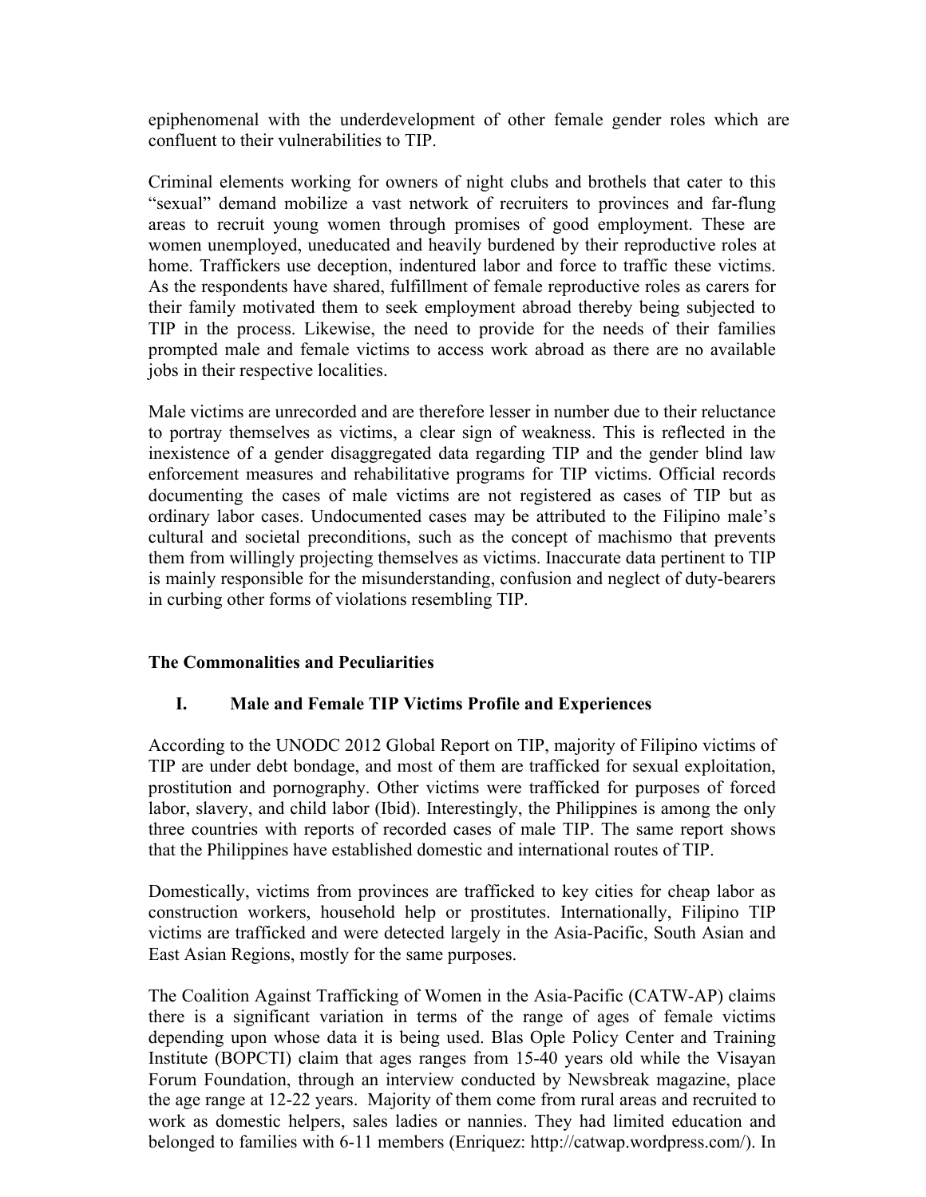epiphenomenal with the underdevelopment of other female gender roles which are confluent to their vulnerabilities to TIP.

Criminal elements working for owners of night clubs and brothels that cater to this "sexual" demand mobilize a vast network of recruiters to provinces and far-flung areas to recruit young women through promises of good employment. These are women unemployed, uneducated and heavily burdened by their reproductive roles at home. Traffickers use deception, indentured labor and force to traffic these victims. As the respondents have shared, fulfillment of female reproductive roles as carers for their family motivated them to seek employment abroad thereby being subjected to TIP in the process. Likewise, the need to provide for the needs of their families prompted male and female victims to access work abroad as there are no available jobs in their respective localities.

Male victims are unrecorded and are therefore lesser in number due to their reluctance to portray themselves as victims, a clear sign of weakness. This is reflected in the inexistence of a gender disaggregated data regarding TIP and the gender blind law enforcement measures and rehabilitative programs for TIP victims. Official records documenting the cases of male victims are not registered as cases of TIP but as ordinary labor cases. Undocumented cases may be attributed to the Filipino male's cultural and societal preconditions, such as the concept of machismo that prevents them from willingly projecting themselves as victims. Inaccurate data pertinent to TIP is mainly responsible for the misunderstanding, confusion and neglect of duty-bearers in curbing other forms of violations resembling TIP.

## The Commonalities and Peculiarities

### I. Male and Female TIP Victims Profile and Experiences

According to the UNODC 2012 Global Report on TIP, majority of Filipino victims of TIP are under debt bondage, and most of them are trafficked for sexual exploitation, prostitution and pornography. Other victims were trafficked for purposes of forced labor, slavery, and child labor (Ibid). Interestingly, the Philippines is among the only three countries with reports of recorded cases of male TIP. The same report shows that the Philippines have established domestic and international routes of TIP.

Domestically, victims from provinces are trafficked to key cities for cheap labor as construction workers, household help or prostitutes. Internationally, Filipino TIP victims are trafficked and were detected largely in the Asia-Pacific, South Asian and East Asian Regions, mostly for the same purposes.

The Coalition Against Trafficking of Women in the Asia-Pacific (CATW-AP) claims there is a significant variation in terms of the range of ages of female victims depending upon whose data it is being used. Blas Ople Policy Center and Training Institute (BOPCTI) claim that ages ranges from 15-40 years old while the Visayan Forum Foundation, through an interview conducted by Newsbreak magazine, place the age range at 12-22 years. Majority of them come from rural areas and recruited to work as domestic helpers, sales ladies or nannies. They had limited education and belonged to families with 6-11 members (Enriquez: http://catwap.wordpress.com/). In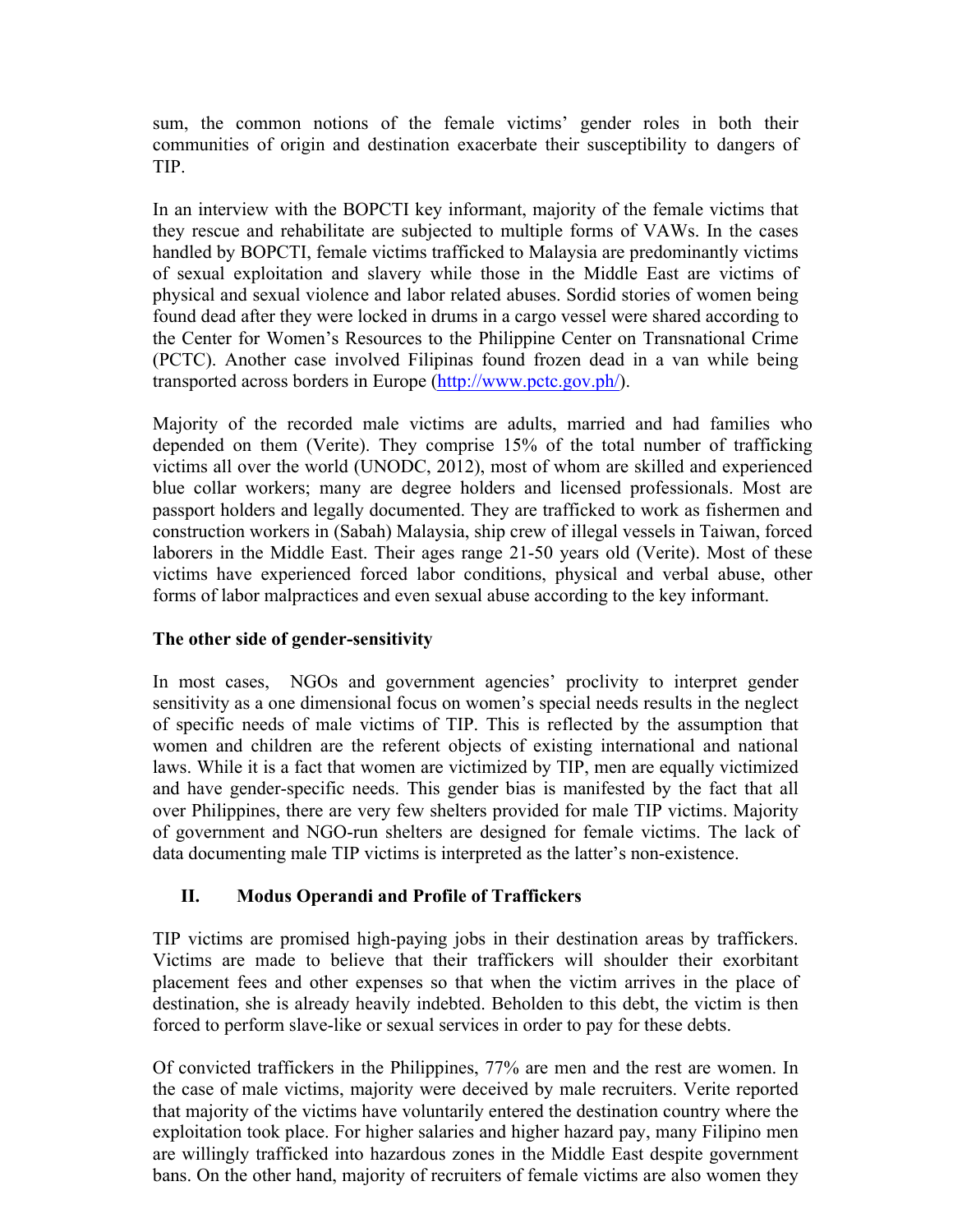sum, the common notions of the female victims' gender roles in both their communities of origin and destination exacerbate their susceptibility to dangers of TIP.

In an interview with the BOPCTI key informant, majority of the female victims that they rescue and rehabilitate are subjected to multiple forms of VAWs. In the cases handled by BOPCTI, female victims trafficked to Malaysia are predominantly victims of sexual exploitation and slavery while those in the Middle East are victims of physical and sexual violence and labor related abuses. Sordid stories of women being found dead after they were locked in drums in a cargo vessel were shared according to the Center for Women's Resources to the Philippine Center on Transnational Crime (PCTC). Another case involved Filipinas found frozen dead in a van while being transported across borders in Europe (http://www.pctc.gov.ph/).

Majority of the recorded male victims are adults, married and had families who depended on them (Verite). They comprise 15% of the total number of trafficking victims all over the world (UNODC, 2012), most of whom are skilled and experienced blue collar workers; many are degree holders and licensed professionals. Most are passport holders and legally documented. They are trafficked to work as fishermen and construction workers in (Sabah) Malaysia, ship crew of illegal vessels in Taiwan, forced laborers in the Middle East. Their ages range 21-50 years old (Verite). Most of these victims have experienced forced labor conditions, physical and verbal abuse, other forms of labor malpractices and even sexual abuse according to the key informant.

### The other side of gender-sensitivity

In most cases, NGOs and government agencies' proclivity to interpret gender sensitivity as a one dimensional focus on women's special needs results in the neglect of specific needs of male victims of TIP. This is reflected by the assumption that women and children are the referent objects of existing international and national laws. While it is a fact that women are victimized by TIP, men are equally victimized and have gender-specific needs. This gender bias is manifested by the fact that all over Philippines, there are very few shelters provided for male TIP victims. Majority of government and NGO-run shelters are designed for female victims. The lack of data documenting male TIP victims is interpreted as the latter's non-existence.

## II. Modus Operandi and Profile of Traffickers

TIP victims are promised high-paying jobs in their destination areas by traffickers. Victims are made to believe that their traffickers will shoulder their exorbitant placement fees and other expenses so that when the victim arrives in the place of destination, she is already heavily indebted. Beholden to this debt, the victim is then forced to perform slave-like or sexual services in order to pay for these debts.

Of convicted traffickers in the Philippines, 77% are men and the rest are women. In the case of male victims, majority were deceived by male recruiters. Verite reported that majority of the victims have voluntarily entered the destination country where the exploitation took place. For higher salaries and higher hazard pay, many Filipino men are willingly trafficked into hazardous zones in the Middle East despite government bans. On the other hand, majority of recruiters of female victims are also women they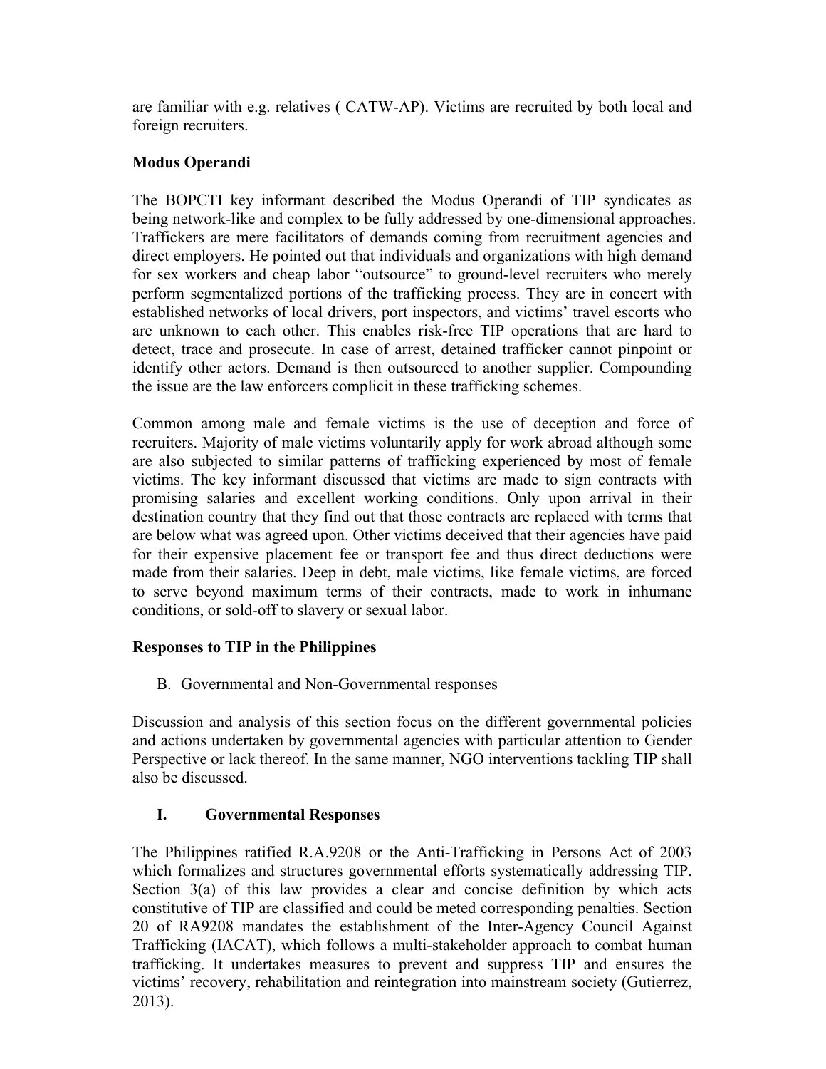are familiar with e.g. relatives ( CATW-AP). Victims are recruited by both local and foreign recruiters.

**Modus Operandi**

The BOPCTI key informant described the Modus Operandi of TIP syndicates as being network-like and complex to be fully addressed by one-dimensional approaches. Traffickers are mere facilitators of demands coming from recruitment agencies and direct employers. He pointed out that individuals and organizations with high demand for sex workers and cheap labor "outsource" to ground-level recruiters who merely perform segmentalized portions of the trafficking process. They are in concert with established networks of local drivers, port inspectors, and victims' travel escorts who are unknown to each other. This enables risk-free TIP operations that are hard to detect, trace and prosecute. In case of arrest, detained trafficker cannot pinpoint or identify other actors. Demand is then outsourced to another supplier. Compounding the issue are the law enforcers complicit in these trafficking schemes.

Common among male and female victims is the use of deception and force of recruiters. Majority of male victims voluntarily apply for work abroad although some are also subjected to similar patterns of trafficking experienced by most of female victims. The key informant discussed that victims are made to sign contracts with promising salaries and excellent working conditions. Only upon arrival in their destination country that they find out that those contracts are replaced with terms that are below what was agreed upon. Other victims deceived that their agencies have paid for their expensive placement fee or transport fee and thus direct deductions were made from their salaries. Deep in debt, male victims, like female victims, are forced to serve beyond maximum terms of their contracts, made to work in inhumane conditions, or sold-off to slavery or sexual labor.

**Responses to TIP in the Philippines**

B. Governmental and Non-Governmental responses

Discussion and analysis of this section focus on the different governmental policies and actions undertaken by governmental agencies with particular attention to Gender Perspective or lack thereof. In the same manner, NGO interventions tackling TIP shall also be discussed.

**I. Governmental Responses**

The Philippines ratified R.A.9208 or the Anti-Trafficking in Persons Act of 2003 which formalizes and structures governmental efforts systematically addressing TIP. Section 3(a) of this law provides a clear and concise definition by which acts constitutive of TIP are classified and could be meted corresponding penalties. Section 20 of RA9208 mandates the establishment of the Inter-Agency Council Against Trafficking (IACAT), which follows a multi-stakeholder approach to combat human trafficking. It undertakes measures to prevent and suppress TIP and ensures the victims' recovery, rehabilitation and reintegration into mainstream society (Gutierrez, 2013).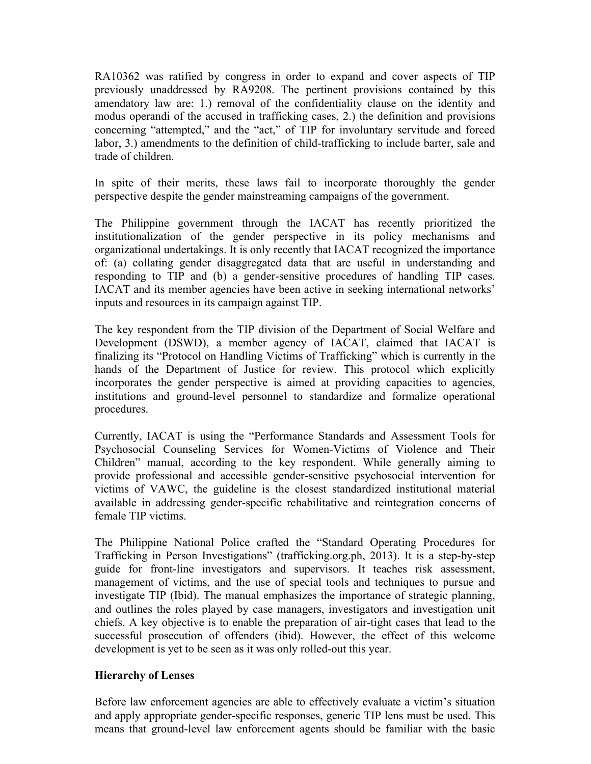RA10362 was ratified by congress in order to expand and cover aspects of TIP previously unaddressed by RA9208. The pertinent provisions contained by this amendatory law are: 1.) removal of the confidentiality clause on the identity and modus operandi of the accused in trafficking cases, 2.) the definition and provisions concerning "attempted," and the "act," of TIP for involuntary servitude and forced labor, 3.) amendments to the definition of child-trafficking to include barter, sale and trade of children.

In spite of their merits, these laws fail to incorporate thoroughly the gender perspective despite the gender mainstreaming campaigns of the government.

The Philippine government through the IACAT has recently prioritized the institutionalization of the gender perspective in its policy mechanisms and organizational undertakings. It is only recently that IACAT recognized the importance of: (a) collating gender disaggregated data that are useful in understanding and responding to TIP and (b) a gender-sensitive procedures of handling TIP cases. IACAT and its member agencies have been active in seeking international networks' inputs and resources in its campaign against TIP.

The key respondent from the TIP division of the Department of Social Welfare and Development (DSWD), a member agency of IACAT, claimed that IACAT is finalizing its "Protocol on Handling Victims of Trafficking" which is currently in the hands of the Department of Justice for review. This protocol which explicitly incorporates the gender perspective is aimed at providing capacities to agencies, institutions and ground-level personnel to standardize and formalize operational procedures.

Currently, IACAT is using the "Performance Standards and Assessment Tools for Psychosocial Counseling Services for Women-Victims of Violence and Their Children" manual, according to the key respondent. While generally aiming to provide professional and accessible gender-sensitive psychosocial intervention for victims of VAWC, the guideline is the closest standardized institutional material available in addressing gender-specific rehabilitative and reintegration concerns of female TIP victims.

The Philippine National Police crafted the "Standard Operating Procedures for Trafficking in Person Investigations" (trafficking.org.ph, 2013). It is a step-by-step guide for front-line investigators and supervisors. It teaches risk assessment, management of victims, and the use of special tools and techniques to pursue and investigate TIP (Ibid). The manual emphasizes the importance of strategic planning, and outlines the roles played by case managers, investigators and investigation unit chiefs. A key objective is to enable the preparation of air-tight cases that lead to the successful prosecution of offenders (ibid). However, the effect of this welcome development is yet to be seen as it was only rolled-out this year.

**Hierarchy of Lenses**

Before law enforcement agencies are able to effectively evaluate a victim's situation and apply appropriate gender-specific responses, generic TIP lens must be used. This means that ground-level law enforcement agents should be familiar with the basic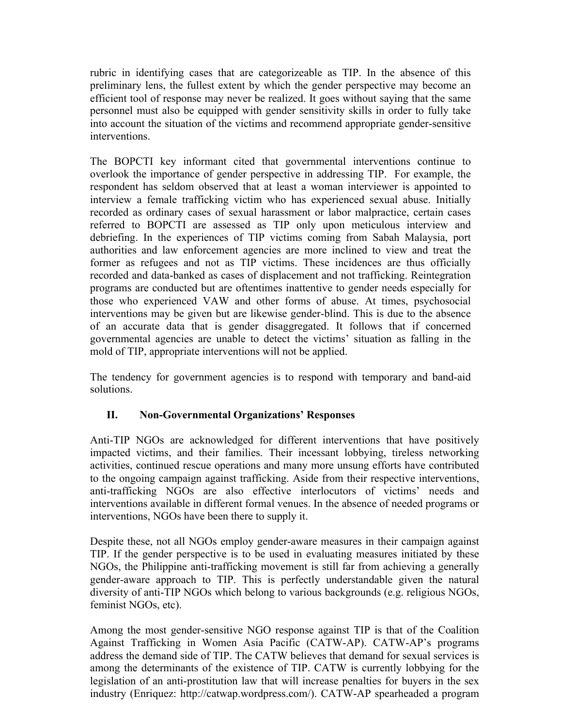rubric in identifying cases that are categorizeable as TIP. In the absence of this preliminary lens, the fullest extent by which the gender perspective may become an efficient tool of response may never be realized. It goes without saying that the same personnel must also be equipped with gender sensitivity skills in order to fully take into account the situation of the victims and recommend appropriate gender-sensitive interventions.

The BOPCTI key informant cited that governmental interventions continue to overlook the importance of gender perspective in addressing TIP. For example, the respondent has seldom observed that at least a woman interviewer is appointed to interview a female trafficking victim who has experienced sexual abuse. Initially recorded as ordinary cases of sexual harassment or labor malpractice, certain cases referred to BOPCTI are assessed as TIP only upon meticulous interview and debriefing. In the experiences of TIP victims coming from Sabah Malaysia, port authorities and law enforcement agencies are more inclined to view and treat the former as refugees and not as TIP victims. These incidences are thus officially recorded and data-banked as cases of displacement and not trafficking. Reintegration programs are conducted but are oftentimes inattentive to gender needs especially for those who experienced VAW and other forms of abuse. At times, psychosocial interventions may be given but are likewise gender-blind. This is due to the absence of an accurate data that is gender disaggregated. It follows that if concerned governmental agencies are unable to detect the victims' situation as falling in the mold of TIP, appropriate interventions will not be applied.

The tendency for government agencies is to respond with temporary and band-aid solutions.

## II. Non-Governmental Organizations' Responses

Anti-TIP NGOs are acknowledged for different interventions that have positively impacted victims, and their families. Their incessant lobbying, tireless networking activities, continued rescue operations and many more unsung efforts have contributed to the ongoing campaign against trafficking. Aside from their respective interventions, anti-trafficking NGOs are also effective interlocutors of victims' needs and interventions available in different formal venues. In the absence of needed programs or interventions, NGOs have been there to supply it.

Despite these, not all NGOs employ gender-aware measures in their campaign against TIP. If the gender perspective is to be used in evaluating measures initiated by these NGOs, the Philippine anti-trafficking movement is still far from achieving a generally gender-aware approach to TIP. This is perfectly understandable given the natural diversity of anti-TIP NGOs which belong to various backgrounds (e.g. religious NGOs, feminist NGOs, etc).

Among the most gender-sensitive NGO response against TIP is that of the Coalition Against Trafficking in Women Asia Pacific (CATW-AP). CATW-AP's programs address the demand side of TIP. The CATW believes that demand for sexual services is among the determinants of the existence of TIP. CATW is currently lobbying for the legislation of an anti-prostitution law that will increase penalties for buyers in the sex industry (Enriquez: http://catwap.wordpress.com/). CATW-AP spearheaded a program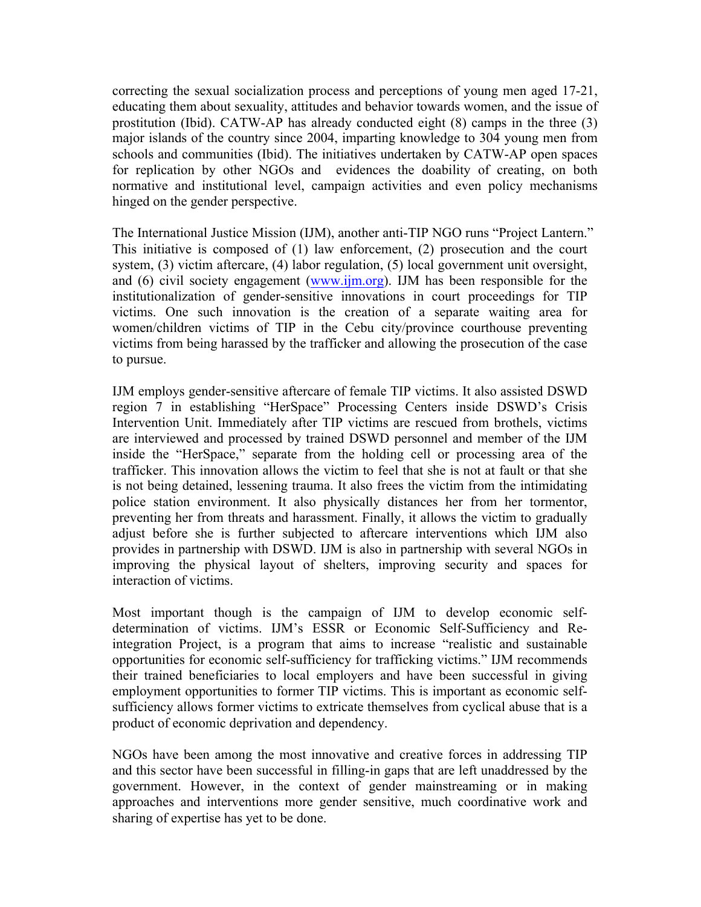correcting the sexual socialization process and perceptions of young men aged 17-21, educating them about sexuality, attitudes and behavior towards women, and the issue of prostitution (Ibid). CATW-AP has already conducted eight (8) camps in the three (3) major islands of the country since 2004, imparting knowledge to 304 young men from schools and communities (Ibid). The initiatives undertaken by CATW-AP open spaces for replication by other NGOs and evidences the doability of creating, on both normative and institutional level, campaign activities and even policy mechanisms hinged on the gender perspective.

The International Justice Mission (IJM), another anti-TIP NGO runs "Project Lantern." This initiative is composed of (1) law enforcement, (2) prosecution and the court system, (3) victim aftercare, (4) labor regulation, (5) local government unit oversight, and (6) civil society engagement (www.ijm.org). IJM has been responsible for the institutionalization of gender-sensitive innovations in court proceedings for TIP victims. One such innovation is the creation of a separate waiting area for women/children victims of TIP in the Cebu city/province courthouse preventing victims from being harassed by the trafficker and allowing the prosecution of the case to pursue.

IJM employs gender-sensitive aftercare of female TIP victims. It also assisted DSWD region 7 in establishing "HerSpace" Processing Centers inside DSWD's Crisis Intervention Unit. Immediately after TIP victims are rescued from brothels, victims are interviewed and processed by trained DSWD personnel and member of the IJM inside the "HerSpace," separate from the holding cell or processing area of the trafficker. This innovation allows the victim to feel that she is not at fault or that she is not being detained, lessening trauma. It also frees the victim from the intimidating police station environment. It also physically distances her from her tormentor, preventing her from threats and harassment. Finally, it allows the victim to gradually adjust before she is further subjected to aftercare interventions which IJM also provides in partnership with DSWD. IJM is also in partnership with several NGOs in improving the physical layout of shelters, improving security and spaces for interaction of victims.

Most important though is the campaign of IJM to develop economic self-determination of victims. IJM's ESSR or Economic Self-Sufficiency and Re-integration Project, is a program that aims to increase "realistic and sustainable opportunities for economic self-sufficiency for trafficking victims." IJM recommends their trained beneficiaries to local employers and have been successful in giving employment opportunities to former TIP victims. This is important as economic self-sufficiency allows former victims to extricate themselves from cyclical abuse that is a product of economic deprivation and dependency.

NGOs have been among the most innovative and creative forces in addressing TIP and this sector have been successful in filling-in gaps that are left unaddressed by the government. However, in the context of gender mainstreaming or in making approaches and interventions more gender sensitive, much coordinative work and sharing of expertise has yet to be done.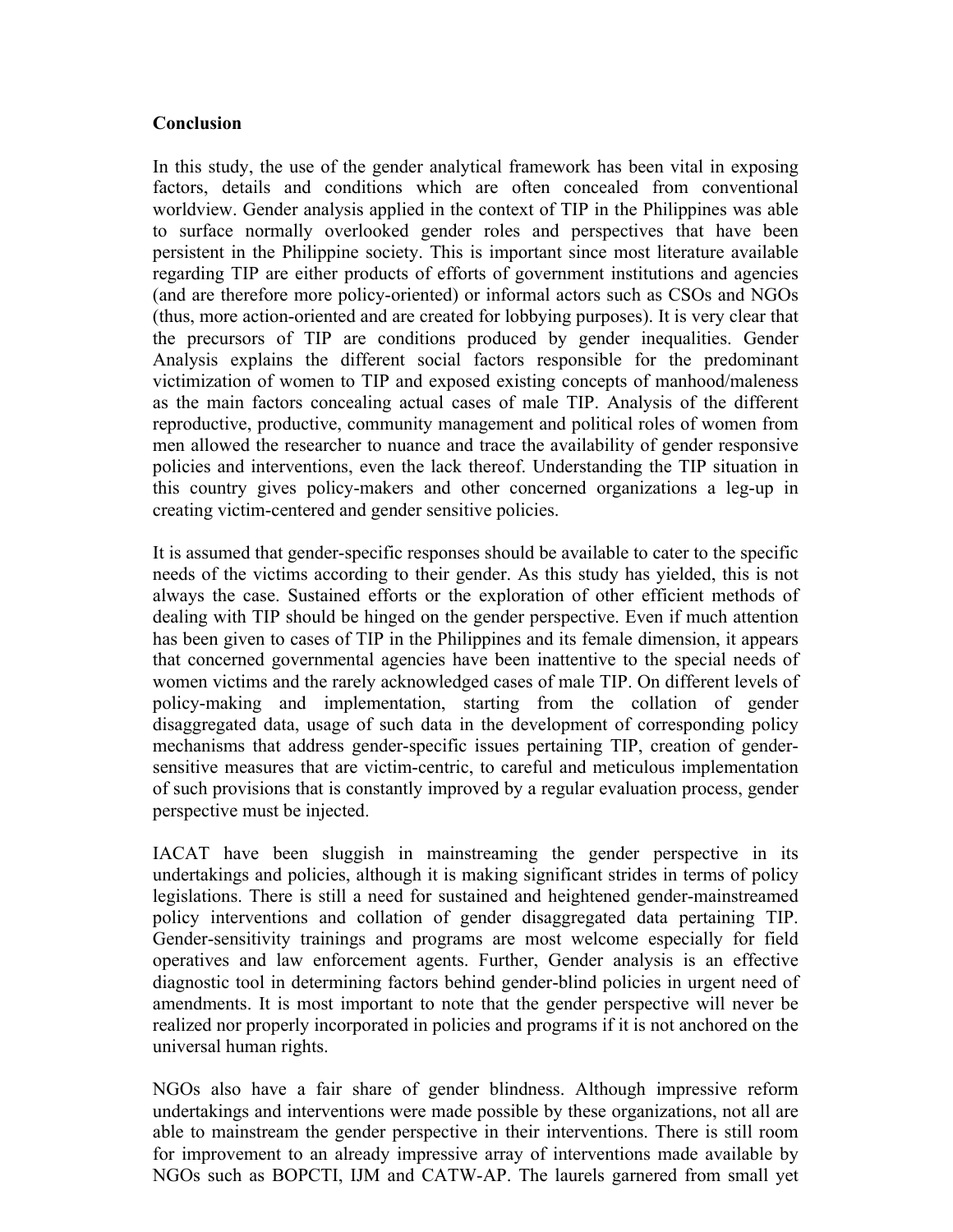## Conclusion

In this study, the use of the gender analytical framework has been vital in exposing factors, details and conditions which are often concealed from conventional worldview. Gender analysis applied in the context of TIP in the Philippines was able to surface normally overlooked gender roles and perspectives that have been persistent in the Philippine society. This is important since most literature available regarding TIP are either products of efforts of government institutions and agencies (and are therefore more policy-oriented) or informal actors such as CSOs and NGOs (thus, more action-oriented and are created for lobbying purposes). It is very clear that the precursors of TIP are conditions produced by gender inequalities. Gender Analysis explains the different social factors responsible for the predominant victimization of women to TIP and exposed existing concepts of manhood/maleness as the main factors concealing actual cases of male TIP. Analysis of the different reproductive, productive, community management and political roles of women from men allowed the researcher to nuance and trace the availability of gender responsive policies and interventions, even the lack thereof. Understanding the TIP situation in this country gives policy-makers and other concerned organizations a leg-up in creating victim-centered and gender sensitive policies.

It is assumed that gender-specific responses should be available to cater to the specific needs of the victims according to their gender. As this study has yielded, this is not always the case. Sustained efforts or the exploration of other efficient methods of dealing with TIP should be hinged on the gender perspective. Even if much attention has been given to cases of TIP in the Philippines and its female dimension, it appears that concerned governmental agencies have been inattentive to the special needs of women victims and the rarely acknowledged cases of male TIP. On different levels of policy-making and implementation, starting from the collation of gender disaggregated data, usage of such data in the development of corresponding policy mechanisms that address gender-specific issues pertaining TIP, creation of gender-sensitive measures that are victim-centric, to careful and meticulous implementation of such provisions that is constantly improved by a regular evaluation process, gender perspective must be injected.

IACAT have been sluggish in mainstreaming the gender perspective in its undertakings and policies, although it is making significant strides in terms of policy legislations. There is still a need for sustained and heightened gender-mainstreamed policy interventions and collation of gender disaggregated data pertaining TIP. Gender-sensitivity trainings and programs are most welcome especially for field operatives and law enforcement agents. Further, Gender analysis is an effective diagnostic tool in determining factors behind gender-blind policies in urgent need of amendments. It is most important to note that the gender perspective will never be realized nor properly incorporated in policies and programs if it is not anchored on the universal human rights.

NGOs also have a fair share of gender blindness. Although impressive reform undertakings and interventions were made possible by these organizations, not all are able to mainstream the gender perspective in their interventions. There is still room for improvement to an already impressive array of interventions made available by NGOs such as BOPCTI, IJM and CATW-AP. The laurels garnered from small yet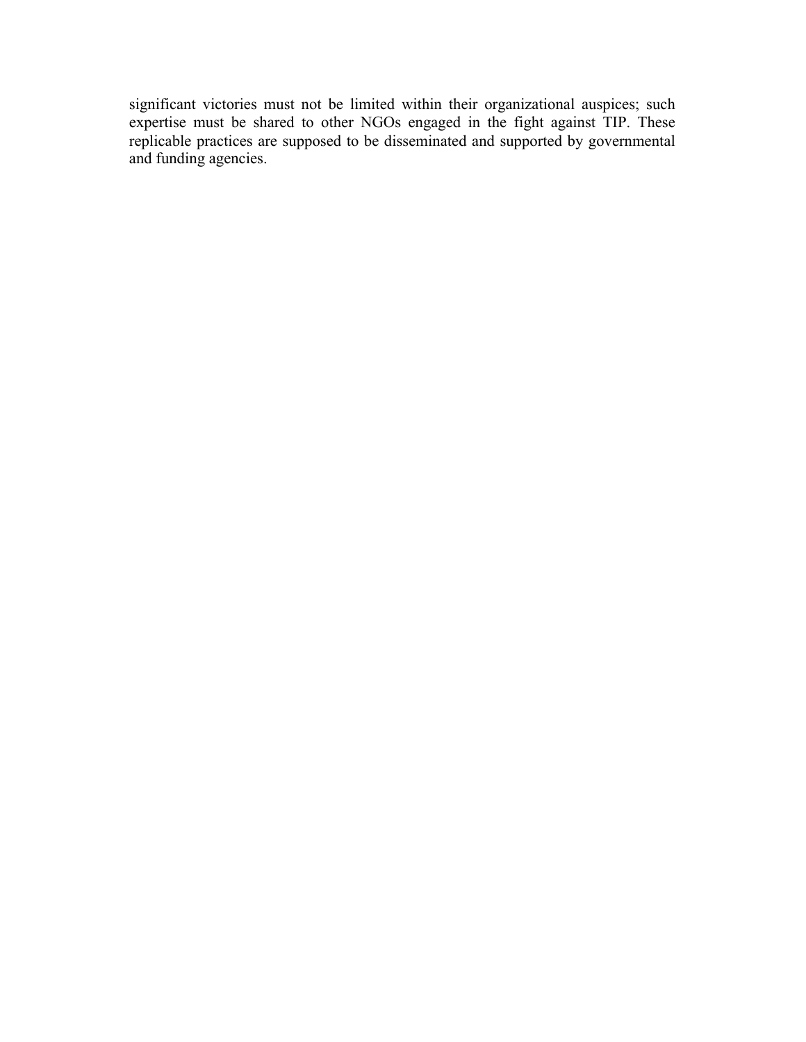significant victories must not be limited within their organizational auspices; such expertise must be shared to other NGOs engaged in the fight against TIP. These replicable practices are supposed to be disseminated and supported by governmental and funding agencies.